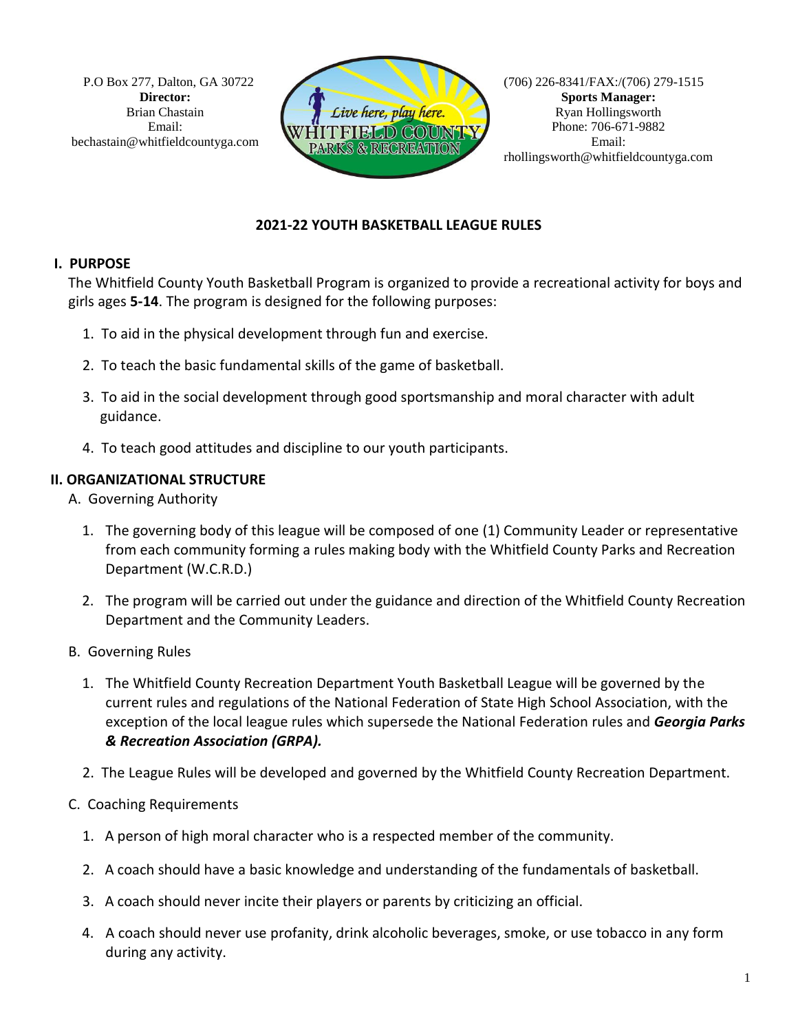P.O Box 277, Dalton, GA 30722
**Director:**
Brian Chastain
Email:
bechastain@whitfieldcountyga.com

(706) 226-8341/FAX:/(706) 279-1515
**Sports Manager:**
Ryan Hollingsworth
Phone: 706-671-9882
Email:
rhollingsworth@whitfieldcountyga.com

# 2021-22 YOUTH BASKETBALL LEAGUE RULES

## I. PURPOSE

The Whitfield County Youth Basketball Program is organized to provide a recreational activity for boys and girls ages **5-14**. The program is designed for the following purposes:

1. To aid in the physical development through fun and exercise.
2. To teach the basic fundamental skills of the game of basketball.
3. To aid in the social development through good sportsmanship and moral character with adult guidance.
4. To teach good attitudes and discipline to our youth participants.

## II. ORGANIZATIONAL STRUCTURE

A. Governing Authority

1. The governing body of this league will be composed of one (1) Community Leader or representative from each community forming a rules making body with the Whitfield County Parks and Recreation Department (W.C.R.D.)
2. The program will be carried out under the guidance and direction of the Whitfield County Recreation Department and the Community Leaders.

B. Governing Rules

1. The Whitfield County Recreation Department Youth Basketball League will be governed by the current rules and regulations of the National Federation of State High School Association, with the exception of the local league rules which supersede the National Federation rules and ***Georgia Parks & Recreation Association (GRPA).***
2. The League Rules will be developed and governed by the Whitfield County Recreation Department.

C. Coaching Requirements

1. A person of high moral character who is a respected member of the community.
2. A coach should have a basic knowledge and understanding of the fundamentals of basketball.
3. A coach should never incite their players or parents by criticizing an official.
4. A coach should never use profanity, drink alcoholic beverages, smoke, or use tobacco in any form during any activity.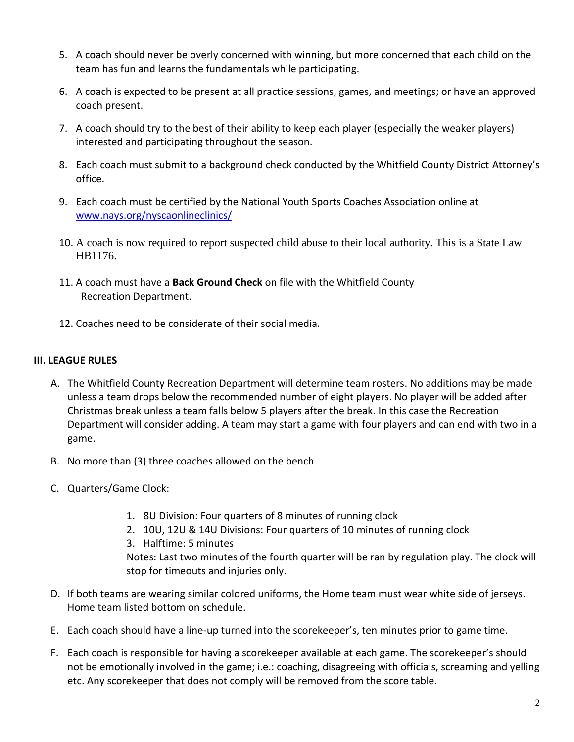5. A coach should never be overly concerned with winning, but more concerned that each child on the team has fun and learns the fundamentals while participating.
6. A coach is expected to be present at all practice sessions, games, and meetings; or have an approved coach present.
7. A coach should try to the best of their ability to keep each player (especially the weaker players) interested and participating throughout the season.
8. Each coach must submit to a background check conducted by the Whitfield County District Attorney's office.
9. Each coach must be certified by the National Youth Sports Coaches Association online at [www.nays.org/nyscaonlineclinics/](www.nays.org/nyscaonlineclinics/)
10. A coach is now required to report suspected child abuse to their local authority. This is a State Law HB1176.
11. A coach must have a **Back Ground Check** on file with the Whitfield County Recreation Department.
12. Coaches need to be considerate of their social media.

## III. LEAGUE RULES

A. The Whitfield County Recreation Department will determine team rosters. No additions may be made unless a team drops below the recommended number of eight players. No player will be added after Christmas break unless a team falls below 5 players after the break. In this case the Recreation Department will consider adding. A team may start a game with four players and can end with two in a game.

B. No more than (3) three coaches allowed on the bench

C. Quarters/Game Clock:

   1. 8U Division: Four quarters of 8 minutes of running clock
   2. 10U, 12U & 14U Divisions: Four quarters of 10 minutes of running clock
   3. Halftime: 5 minutes

   Notes: Last two minutes of the fourth quarter will be ran by regulation play. The clock will stop for timeouts and injuries only.

D. If both teams are wearing similar colored uniforms, the Home team must wear white side of jerseys. Home team listed bottom on schedule.

E. Each coach should have a line-up turned into the scorekeeper's, ten minutes prior to game time.

F. Each coach is responsible for having a scorekeeper available at each game. The scorekeeper's should not be emotionally involved in the game; i.e.: coaching, disagreeing with officials, screaming and yelling etc. Any scorekeeper that does not comply will be removed from the score table.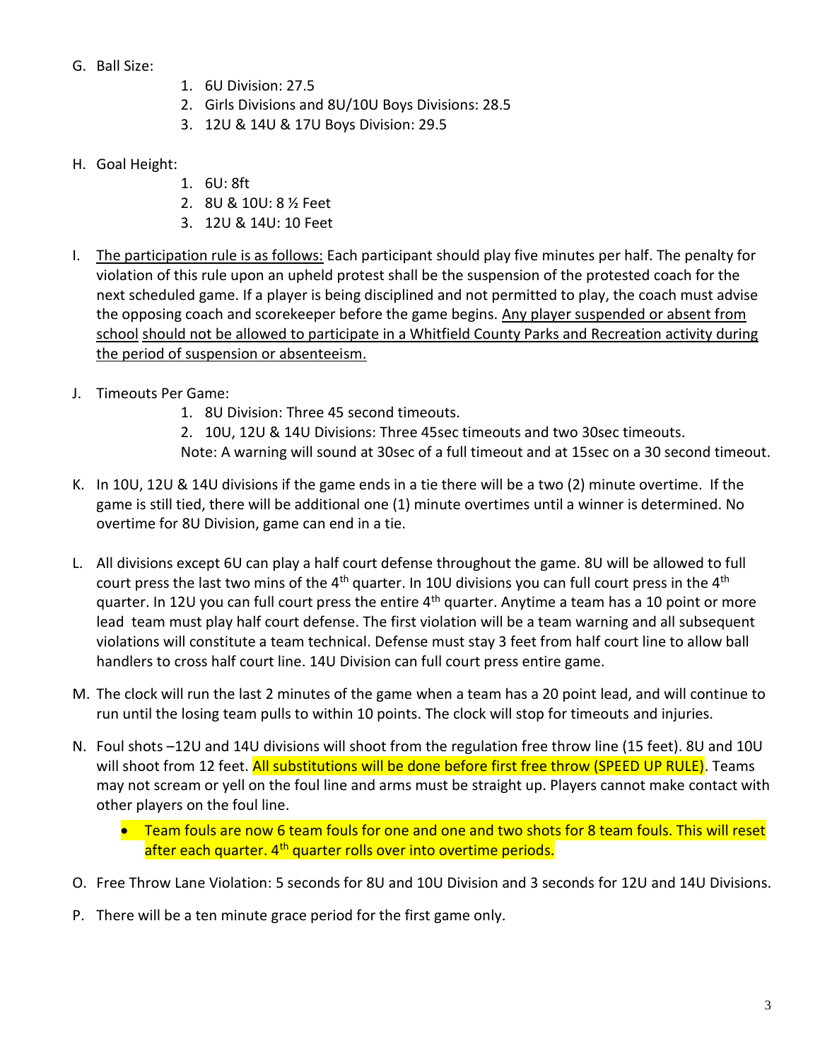G. Ball Size:

   1. 6U Division: 27.5
   2. Girls Divisions and 8U/10U Boys Divisions: 28.5
   3. 12U & 14U & 17U Boys Division: 29.5

H. Goal Height:

   1. 6U: 8ft
   2. 8U & 10U: 8 ½ Feet
   3. 12U & 14U: 10 Feet

I. <u>The participation rule is as follows:</u> Each participant should play five minutes per half. The penalty for violation of this rule upon an upheld protest shall be the suspension of the protested coach for the next scheduled game. If a player is being disciplined and not permitted to play, the coach must advise the opposing coach and scorekeeper before the game begins. <u>Any player suspended or absent from school should not be allowed to participate in a Whitfield County Parks and Recreation activity during the period of suspension or absenteeism.</u>

J. Timeouts Per Game:

   1. 8U Division: Three 45 second timeouts.
   2. 10U, 12U & 14U Divisions: Three 45sec timeouts and two 30sec timeouts.

   Note: A warning will sound at 30sec of a full timeout and at 15sec on a 30 second timeout.

K. In 10U, 12U & 14U divisions if the game ends in a tie there will be a two (2) minute overtime. If the game is still tied, there will be additional one (1) minute overtimes until a winner is determined. No overtime for 8U Division, game can end in a tie.

L. All divisions except 6U can play a half court defense throughout the game. 8U will be allowed to full court press the last two mins of the 4th quarter. In 10U divisions you can full court press in the 4th quarter. In 12U you can full court press the entire 4th quarter. Anytime a team has a 10 point or more lead team must play half court defense. The first violation will be a team warning and all subsequent violations will constitute a team technical. Defense must stay 3 feet from half court line to allow ball handlers to cross half court line. 14U Division can full court press entire game.

M. The clock will run the last 2 minutes of the game when a team has a 20 point lead, and will continue to run until the losing team pulls to within 10 points. The clock will stop for timeouts and injuries.

N. Foul shots –12U and 14U divisions will shoot from the regulation free throw line (15 feet). 8U and 10U will shoot from 12 feet. All substitutions will be done before first free throw (SPEED UP RULE). Teams may not scream or yell on the foul line and arms must be straight up. Players cannot make contact with other players on the foul line.

   - Team fouls are now 6 team fouls for one and one and two shots for 8 team fouls. This will reset after each quarter. 4th quarter rolls over into overtime periods.

O. Free Throw Lane Violation: 5 seconds for 8U and 10U Division and 3 seconds for 12U and 14U Divisions.

P. There will be a ten minute grace period for the first game only.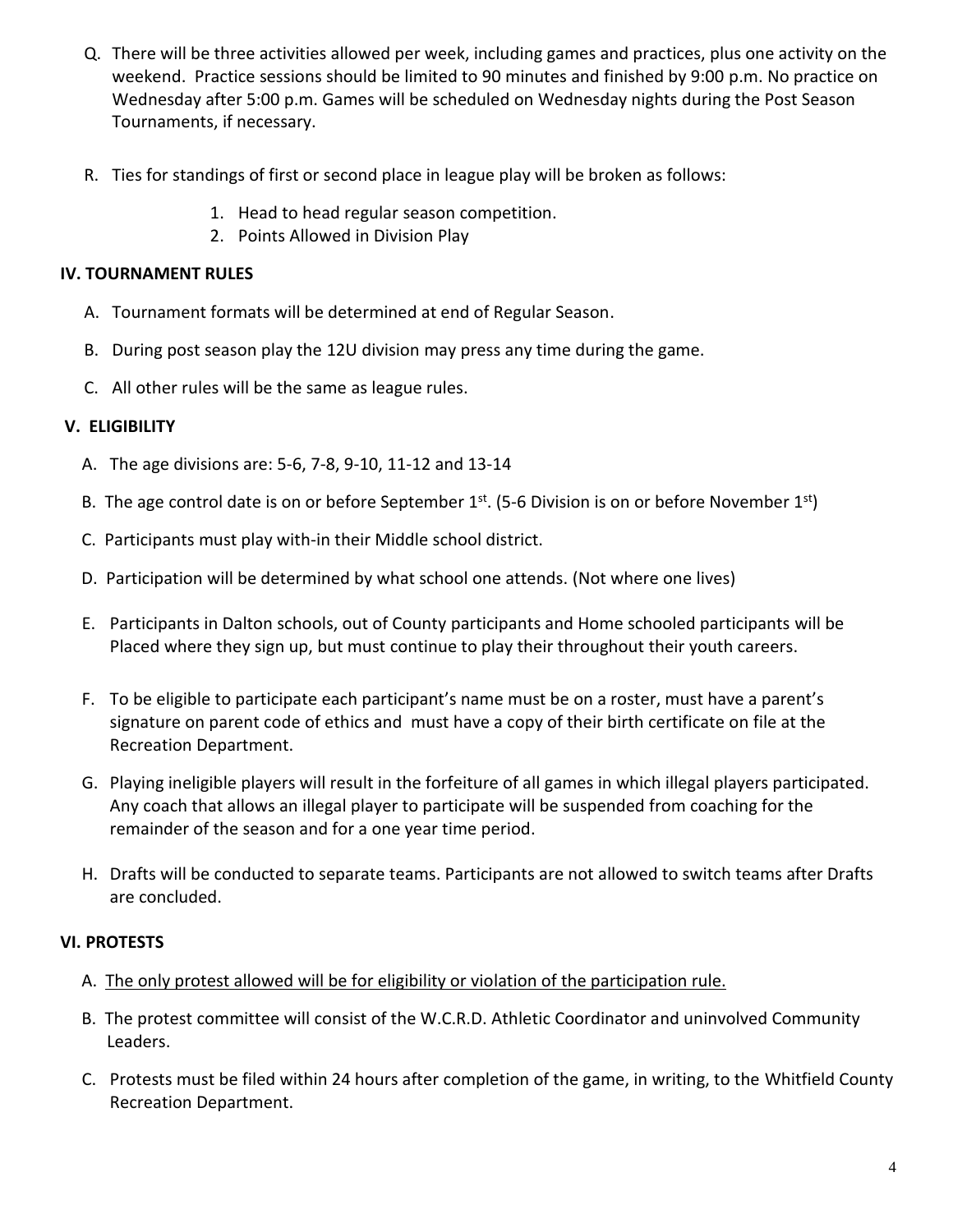Q. There will be three activities allowed per week, including games and practices, plus one activity on the weekend. Practice sessions should be limited to 90 minutes and finished by 9:00 p.m. No practice on Wednesday after 5:00 p.m. Games will be scheduled on Wednesday nights during the Post Season Tournaments, if necessary.

R. Ties for standings of first or second place in league play will be broken as follows:

1. Head to head regular season competition.
2. Points Allowed in Division Play

## IV. TOURNAMENT RULES

A. Tournament formats will be determined at end of Regular Season.

B. During post season play the 12U division may press any time during the game.

C. All other rules will be the same as league rules.

## V. ELIGIBILITY

A. The age divisions are: 5-6, 7-8, 9-10, 11-12 and 13-14

B. The age control date is on or before September 1st. (5-6 Division is on or before November 1st)

C. Participants must play with-in their Middle school district.

D. Participation will be determined by what school one attends. (Not where one lives)

E. Participants in Dalton schools, out of County participants and Home schooled participants will be Placed where they sign up, but must continue to play their throughout their youth careers.

F. To be eligible to participate each participant's name must be on a roster, must have a parent's signature on parent code of ethics and must have a copy of their birth certificate on file at the Recreation Department.

G. Playing ineligible players will result in the forfeiture of all games in which illegal players participated. Any coach that allows an illegal player to participate will be suspended from coaching for the remainder of the season and for a one year time period.

H. Drafts will be conducted to separate teams. Participants are not allowed to switch teams after Drafts are concluded.

## VI. PROTESTS

A. <u>The only protest allowed will be for eligibility or violation of the participation rule.</u>

B. The protest committee will consist of the W.C.R.D. Athletic Coordinator and uninvolved Community Leaders.

C. Protests must be filed within 24 hours after completion of the game, in writing, to the Whitfield County Recreation Department.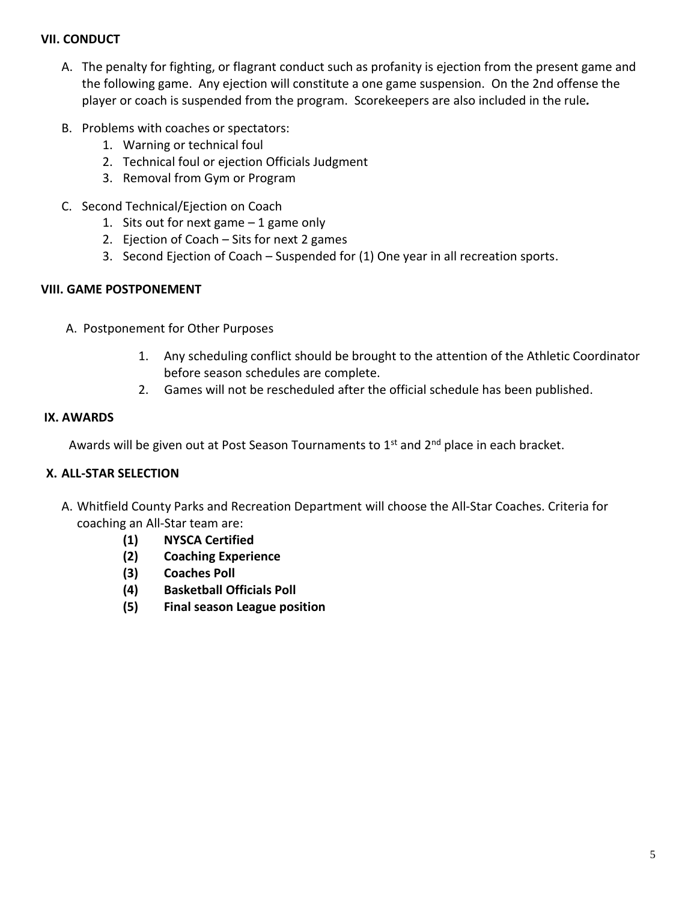### VII. CONDUCT

A. The penalty for fighting, or flagrant conduct such as profanity is ejection from the present game and the following game. Any ejection will constitute a one game suspension. On the 2nd offense the player or coach is suspended from the program. Scorekeepers are also included in the rule*.*

B. Problems with coaches or spectators:
   1. Warning or technical foul
   2. Technical foul or ejection Officials Judgment
   3. Removal from Gym or Program

C. Second Technical/Ejection on Coach
   1. Sits out for next game – 1 game only
   2. Ejection of Coach – Sits for next 2 games
   3. Second Ejection of Coach – Suspended for (1) One year in all recreation sports.

### VIII. GAME POSTPONEMENT

A. Postponement for Other Purposes

   1. Any scheduling conflict should be brought to the attention of the Athletic Coordinator before season schedules are complete.
   2. Games will not be rescheduled after the official schedule has been published.

### IX. AWARDS

Awards will be given out at Post Season Tournaments to 1st and 2nd place in each bracket.

### X. ALL-STAR SELECTION

A. Whitfield County Parks and Recreation Department will choose the All-Star Coaches. Criteria for coaching an All-Star team are:

   **(1) NYSCA Certified**
   **(2) Coaching Experience**
   **(3) Coaches Poll**
   **(4) Basketball Officials Poll**
   **(5) Final season League position**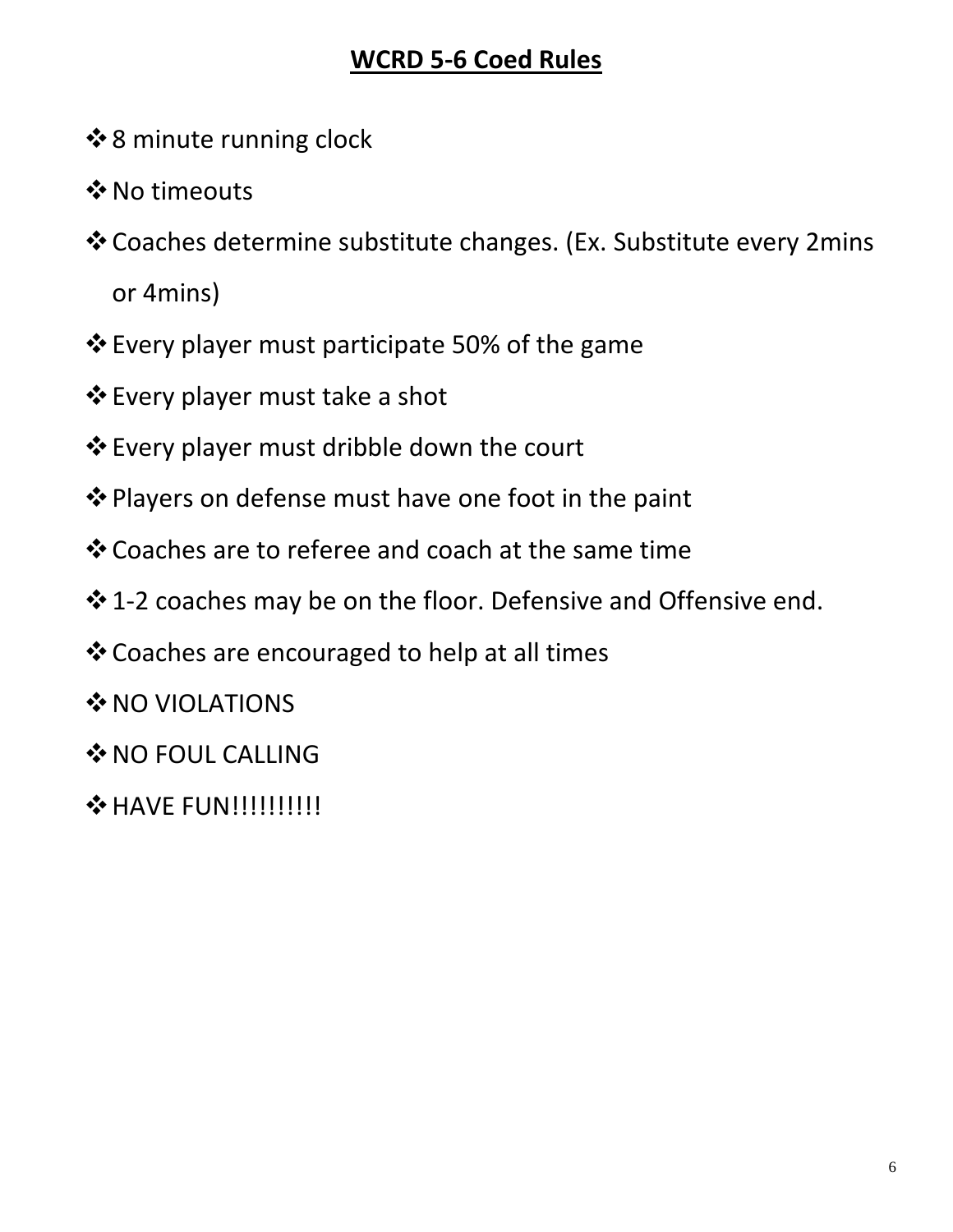## WCRD 5-6 Coed Rules

- 8 minute running clock
- No timeouts
- Coaches determine substitute changes. (Ex. Substitute every 2mins or 4mins)
- Every player must participate 50% of the game
- Every player must take a shot
- Every player must dribble down the court
- Players on defense must have one foot in the paint
- Coaches are to referee and coach at the same time
- 1-2 coaches may be on the floor. Defensive and Offensive end.
- Coaches are encouraged to help at all times
- NO VIOLATIONS
- NO FOUL CALLING
- HAVE FUN!!!!!!!!!!